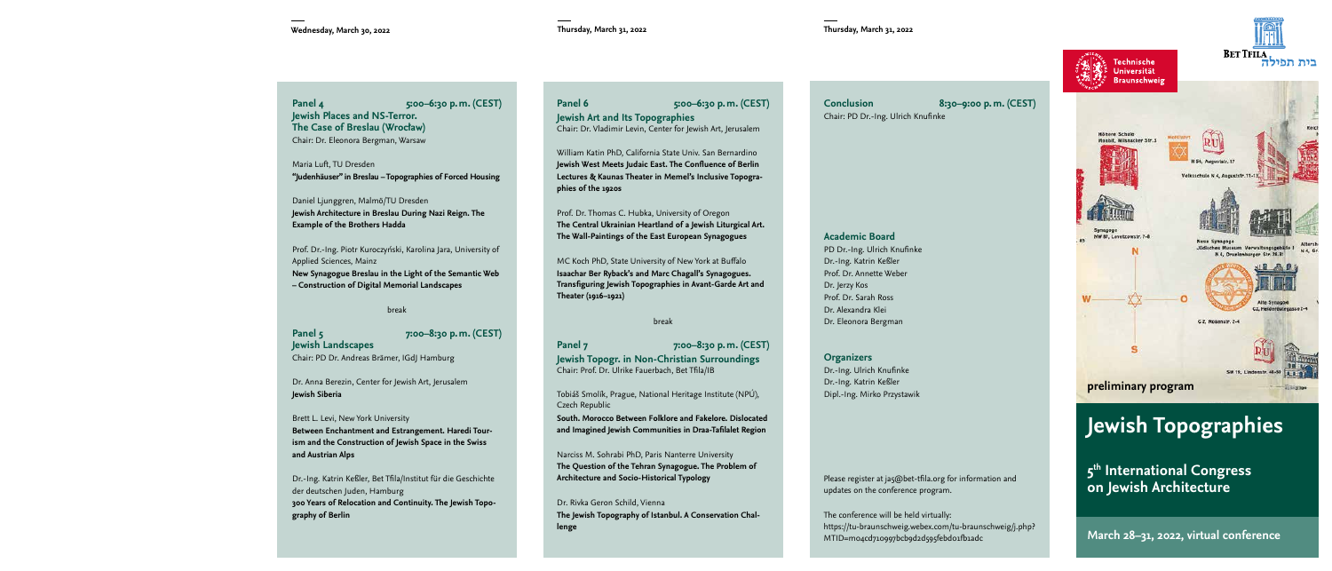**Wednesday, March 30, 2022**

## Panel 4 5:00–6:30 p.m. (CEST)

**Jewish Places and NS-Terror. The Case of Breslau (Wrocław)**

Chair: Dr. Eleonora Bergman, Warsaw

Maria Luft, TU Dresden
**"Judenhäuser" in Breslau – Topographies of Forced Housing**

Daniel Ljunggren, Malmö/TU Dresden
**Jewish Architecture in Breslau During Nazi Reign. The Example of the Brothers Hadda**

Prof. Dr.-Ing. Piotr Kuroczyński, Karolina Jara, University of Applied Sciences, Mainz
**New Synagogue Breslau in the Light of the Semantic Web – Construction of Digital Memorial Landscapes**

break

## Panel 5 7:00–8:30 p.m. (CEST)

**Jewish Landscapes**

Chair: PD Dr. Andreas Brämer, IGdJ Hamburg

Dr. Anna Berezin, Center for Jewish Art, Jerusalem
**Jewish Siberia**

Brett L. Levi, New York University
**Between Enchantment and Estrangement. Haredi Tourism and the Construction of Jewish Space in the Swiss and Austrian Alps**

Dr.-Ing. Katrin Keßler, Bet Tfila/Institut für die Geschichte der deutschen Juden, Hamburg
**300 Years of Relocation and Continuity. The Jewish Topography of Berlin**

**Thursday, March 31, 2022**

## Panel 6 5:00–6:30 p.m. (CEST)

**Jewish Art and Its Topographies**

Chair: Dr. Vladimir Levin, Center for Jewish Art, Jerusalem

William Katin PhD, California State Univ. San Bernardino
**Jewish West Meets Judaic East. The Confluence of Berlin Lectures & Kaunas Theater in Memel's Inclusive Topographies of the 1920s**

Prof. Dr. Thomas C. Hubka, University of Oregon
**The Central Ukrainian Heartland of a Jewish Liturgical Art. The Wall-Paintings of the East European Synagogues**

MC Koch PhD, State University of New York at Buffalo
**Isaachar Ber Ryback's and Marc Chagall's Synagogues. Transfiguring Jewish Topographies in Avant-Garde Art and Theater (1916–1921)**

break

## Panel 7 7:00–8:30 p.m. (CEST)

**Jewish Topogr. in Non-Christian Surroundings**

Chair: Prof. Dr. Ulrike Fauerbach, Bet Tfila/IB

Tobiáš Smolík, Prague, National Heritage Institute (NPÚ), Czech Republic
**South. Morocco Between Folklore and Fakelore. Dislocated and Imagined Jewish Communities in Draa-Tafilalet Region**

Narciss M. Sohrabi PhD, Paris Nanterre University
**The Question of the Tehran Synagogue. The Problem of Architecture and Socio-Historical Typology**

Dr. Rivka Geron Schild, Vienna
**The Jewish Topography of Istanbul. A Conservation Challenge**

**Thursday, March 31, 2022**

## Conclusion 8:30–9:00 p.m. (CEST)

Chair: PD Dr.-Ing. Ulrich Knufinke

### Academic Board

PD Dr.-Ing. Ulrich Knufinke
Dr.-Ing. Katrin Keßler
Prof. Dr. Annette Weber
Dr. Jerzy Kos
Prof. Dr. Sarah Ross
Dr. Alexandra Klei
Dr. Eleonora Bergman

### Organizers

Dr.-Ing. Ulrich Knufinke
Dr.-Ing. Katrin Keßler
Dipl.-Ing. Mirko Przystawik

Please register at ja5@bet-tfila.org for information and updates on the conference program.

The conference will be held virtually:
https://tu-braunschweig.webex.com/tu-braunschweig/j.php?MTID=m04cd710997bcb9d2d595febd01fb1adc

Technische Universität Braunschweig

BET TFILA בית תפילה

preliminary program

# Jewish Topographies

## 5th International Congress on Jewish Architecture

March 28–31, 2022, virtual conference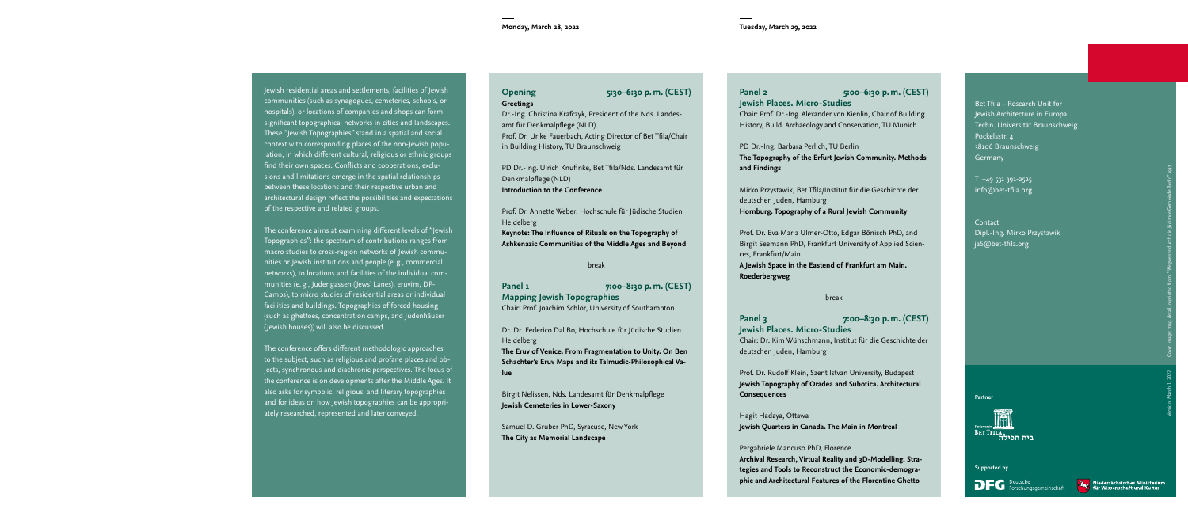Jewish residential areas and settlements, facilities of Jewish communities (such as synagogues, cemeteries, schools, or hospitals), or locations of companies and shops can form significant topographical networks in cities and landscapes. These "Jewish Topographies" stand in a spatial and social context with corresponding places of the non-Jewish population, in which different cultural, religious or ethnic groups find their own spaces. Conflicts and cooperations, exclusions and limitations emerge in the spatial relationships between these locations and their respective urban and architectural design reflect the possibilities and expectations of the respective and related groups.

The conference aims at examining different levels of "Jewish Topographies": the spectrum of contributions ranges from macro studies to cross-region networks of Jewish communities or Jewish institutions and people (e. g., commercial networks), to locations and facilities of the individual communities (e. g., Judengassen (Jews' Lanes), eruvim, DP-Camps), to micro studies of residential areas or individual facilities and buildings. Topographies of forced housing (such as ghettoes, concentration camps, and Judenhäuser (Jewish houses)) will also be discussed.

The conference offers different methodologic approaches to the subject, such as religious and profane places and objects, synchronous and diachronic perspectives. The focus of the conference is on developments after the Middle Ages. It also asks for symbolic, religious, and literary topographies and for ideas on how Jewish topographies can be appropriately researched, represented and later conveyed.

## Monday, March 28, 2022

### Opening — 5:30–6:30 p. m. (CEST)

**Greetings**

Dr.-Ing. Christina Krafczyk, President of the Nds. Landesamt für Denkmalpflege (NLD)
Prof. Dr. Urike Fauerbach, Acting Director of Bet Tfila/Chair in Building History, TU Braunschweig

PD Dr.-Ing. Ulrich Knufinke, Bet Tfila/Nds. Landesamt für Denkmalpflege (NLD)
**Introduction to the Conference**

Prof. Dr. Annette Weber, Hochschule für Jüdische Studien Heidelberg
**Keynote: The Influence of Rituals on the Topography of Ashkenazic Communities of the Middle Ages and Beyond**

break

### Panel 1 — 7:00–8:30 p. m. (CEST)

**Mapping Jewish Topographies**

Chair: Prof. Joachim Schlör, University of Southampton

Dr. Dr. Federico Dal Bo, Hochschule für Jüdische Studien Heidelberg
**The Eruv of Venice. From Fragmentation to Unity. On Ben Schachter's Eruv Maps and its Talmudic-Philosophical Value**

Birgit Nelissen, Nds. Landesamt für Denkmalpflege
**Jewish Cemeteries in Lower-Saxony**

Samuel D. Gruber PhD, Syracuse, New York
**The City as Memorial Landscape**

## Tuesday, March 29, 2022

### Panel 2 — 5:00–6:30 p. m. (CEST)

**Jewish Places. Micro-Studies**

Chair: Prof. Dr.-Ing. Alexander von Kienlin, Chair of Building History, Build. Archaeology and Conservation, TU Munich

PD Dr.-Ing. Barbara Perlich, TU Berlin
**The Topography of the Erfurt Jewish Community. Methods and Findings**

Mirko Przystawik, Bet Tfila/Institut für die Geschichte der deutschen Juden, Hamburg
**Hornburg. Topography of a Rural Jewish Community**

Prof. Dr. Eva Maria Ulmer-Otto, Edgar Bönisch PhD, and Birgit Seemann PhD, Frankfurt University of Applied Sciences, Frankfurt/Main
**A Jewish Space in the Eastend of Frankfurt am Main. Roederbergweg**

break

### Panel 3 — 7:00–8:30 p. m. (CEST)

**Jewish Places. Micro-Studies**

Chair: Dr. Kim Wünschmann, Institut für die Geschichte der deutschen Juden, Hamburg

Prof. Dr. Rudolf Klein, Szent Istvan University, Budapest
**Jewish Topography of Oradea and Subotica. Architectural Consequences**

Hagit Hadaya, Ottawa
**Jewish Quarters in Canada. The Main in Montreal**

Pergabriele Mancuso PhD, Florence
**Archival Research, Virtual Reality and 3D-Modelling. Strategies and Tools to Reconstruct the Economic-demographic and Architectural Features of the Florentine Ghetto**

Bet Tfila – Research Unit for Jewish Architecture in Europa
Techn. Universität Braunschweig
Pockelsstr. 4
38106 Braunschweig
Germany

T +49 531 391-2525
info@bet-tfila.org

Contact:
Dipl.-Ing. Mirko Przystawik
ja5@bet-tfila.org

Cover image: map, detail, reprinted from "Wegweiser durch das jüdische Gemeinde Berlin" 1931

Version: March 1, 2022

**Partner**

Bet Tfila בית תפילה

**Supported by**

DFG Deutsche Forschungsgemeinschaft

Niedersächsisches Ministerium für Wissenschaft und Kultur